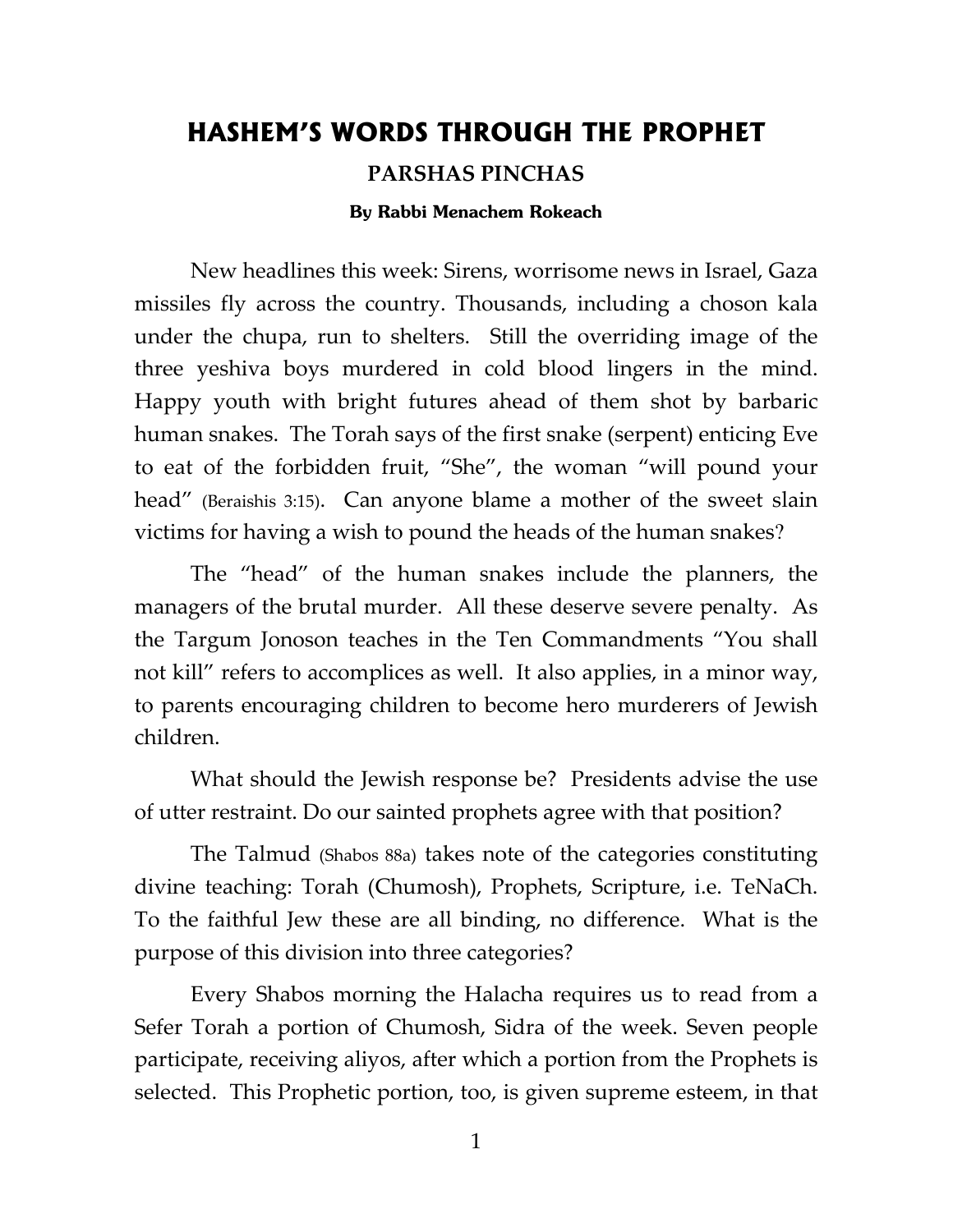# HASHEM'S WORDS THROUGH THE PROPHET

## PARSHAS PINCHAS

**By Rabbi Menachem Rokeach**

New headlines this week: Sirens, worrisome news in Israel, Gaza missiles fly across the country. Thousands, including a choson kala under the chupa, run to shelters. Still the overriding image of the three yeshiva boys murdered in cold blood lingers in the mind. Happy youth with bright futures ahead of them shot by barbaric human snakes. The Torah says of the first snake (serpent) enticing Eve to eat of the forbidden fruit, "She", the woman "will pound your head" (Beraishis 3:15). Can anyone blame a mother of the sweet slain victims for having a wish to pound the heads of the human snakes?

The "head" of the human snakes include the planners, the managers of the brutal murder. All these deserve severe penalty. As the Targum Jonoson teaches in the Ten Commandments "You shall not kill" refers to accomplices as well. It also applies, in a minor way, to parents encouraging children to become hero murderers of Jewish children.

What should the Jewish response be? Presidents advise the use of utter restraint. Do our sainted prophets agree with that position?

The Talmud (Shabos 88a) takes note of the categories constituting divine teaching: Torah (Chumosh), Prophets, Scripture, i.e. TeNaCh. To the faithful Jew these are all binding, no difference. What is the purpose of this division into three categories?

Every Shabos morning the Halacha requires us to read from a Sefer Torah a portion of Chumosh, Sidra of the week. Seven people participate, receiving aliyos, after which a portion from the Prophets is selected. This Prophetic portion, too, is given supreme esteem, in that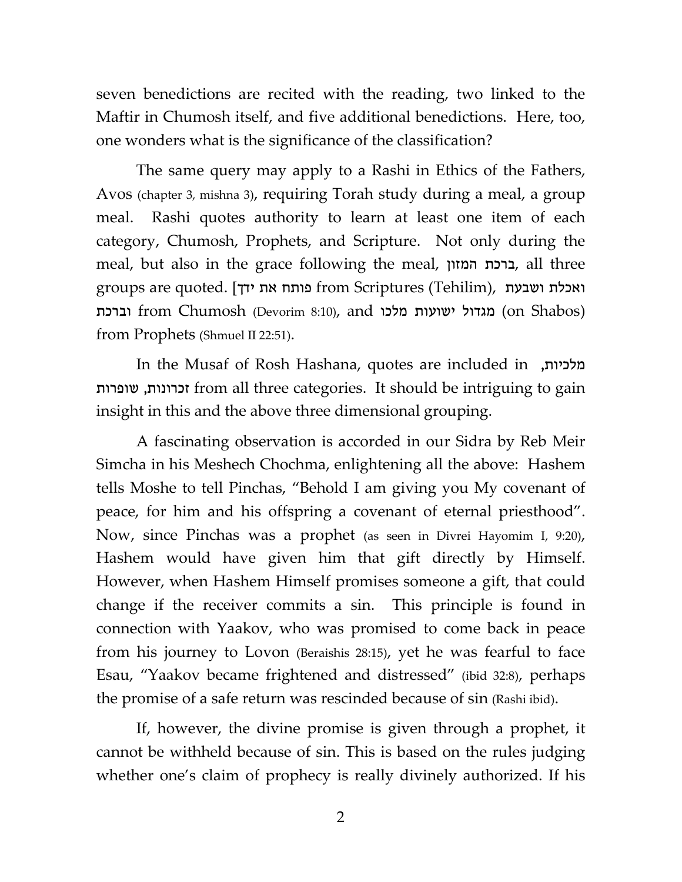seven benedictions are recited with the reading, two linked to the Maftir in Chumosh itself, and five additional benedictions. Here, too, one wonders what is the significance of the classification?

The same query may apply to a Rashi in Ethics of the Fathers, Avos (chapter 3, mishna 3), requiring Torah study during a meal, a group meal. Rashi quotes authority to learn at least one item of each category, Chumosh, Prophets, and Scripture. Not only during the meal, but also in the grace following the meal, ברכת המזון, all three groups are quoted. [פותח את ידך from Scriptures (Tehilim), ואכלת ושבעת וברכת from Chumosh (Devorim 8:10), and מגדול ישועות מלכו (on Shabos) from Prophets (Shmuel II 22:51).

In the Musaf of Rosh Hashana, quotes are included in מלכיות, זכרונות, שופרות from all three categories. It should be intriguing to gain insight in this and the above three dimensional grouping.

A fascinating observation is accorded in our Sidra by Reb Meir Simcha in his Meshech Chochma, enlightening all the above: Hashem tells Moshe to tell Pinchas, "Behold I am giving you My covenant of peace, for him and his offspring a covenant of eternal priesthood". Now, since Pinchas was a prophet (as seen in Divrei Hayomim I, 9:20), Hashem would have given him that gift directly by Himself. However, when Hashem Himself promises someone a gift, that could change if the receiver commits a sin. This principle is found in connection with Yaakov, who was promised to come back in peace from his journey to Lovon (Beraishis 28:15), yet he was fearful to face Esau, "Yaakov became frightened and distressed" (ibid 32:8), perhaps the promise of a safe return was rescinded because of sin (Rashi ibid).

If, however, the divine promise is given through a prophet, it cannot be withheld because of sin. This is based on the rules judging whether one's claim of prophecy is really divinely authorized. If his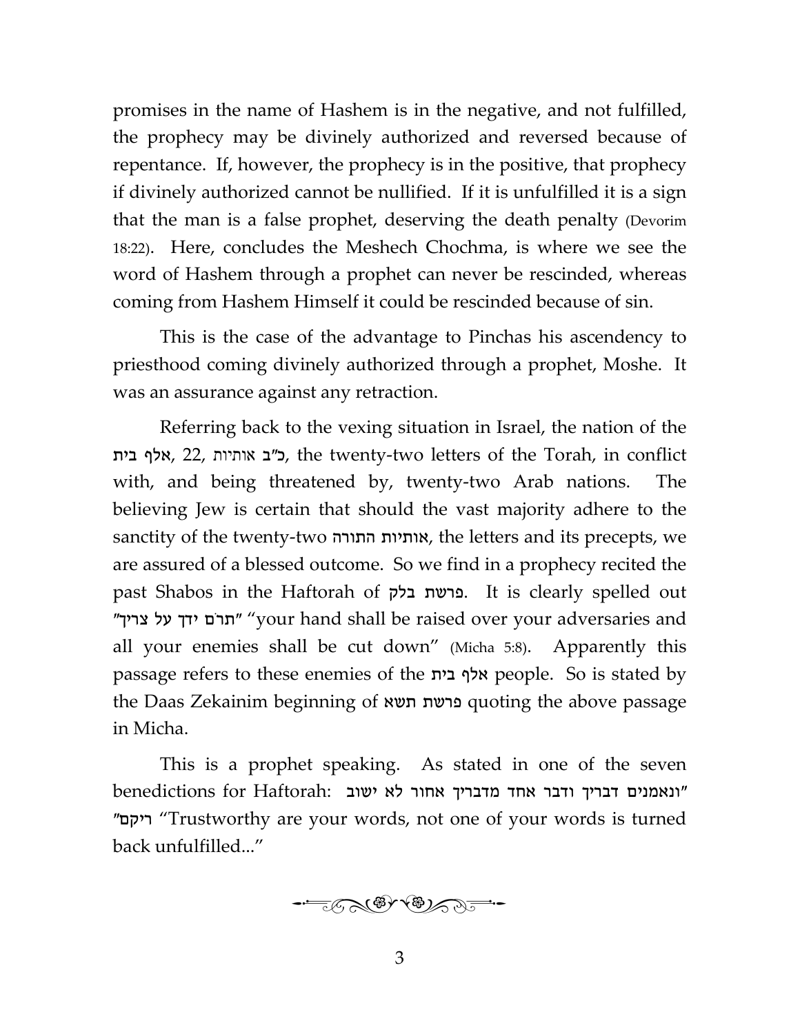promises in the name of Hashem is in the negative, and not fulfilled, the prophecy may be divinely authorized and reversed because of repentance. If, however, the prophecy is in the positive, that prophecy if divinely authorized cannot be nullified. If it is unfulfilled it is a sign that the man is a false prophet, deserving the death penalty (Devorim 18:22). Here, concludes the Meshech Chochma, is where we see the word of Hashem through a prophet can never be rescinded, whereas coming from Hashem Himself it could be rescinded because of sin.

This is the case of the advantage to Pinchas his ascendency to priesthood coming divinely authorized through a prophet, Moshe. It was an assurance against any retraction.

Referring back to the vexing situation in Israel, the nation of the אלף בית, 22, כ"ב אותיות, the twenty-two letters of the Torah, in conflict with, and being threatened by, twenty-two Arab nations. The believing Jew is certain that should the vast majority adhere to the sanctity of the twenty-two אותיות התורה, the letters and its precepts, we are assured of a blessed outcome. So we find in a prophecy recited the past Shabos in the Haftorah of פרשת בלק. It is clearly spelled out "תרֹם ידך על צריך" "your hand shall be raised over your adversaries and all your enemies shall be cut down" (Micha 5:8). Apparently this passage refers to these enemies of the אלף בית people. So is stated by the Daas Zekainim beginning of פרשת תשא quoting the above passage in Micha.

This is a prophet speaking. As stated in one of the seven benedictions for Haftorah: "ונאמנים דבריך ודבר אחד מדבריך אחור לא ישוב ריקם" "Trustworthy are your words, not one of your words is turned back unfulfilled..."